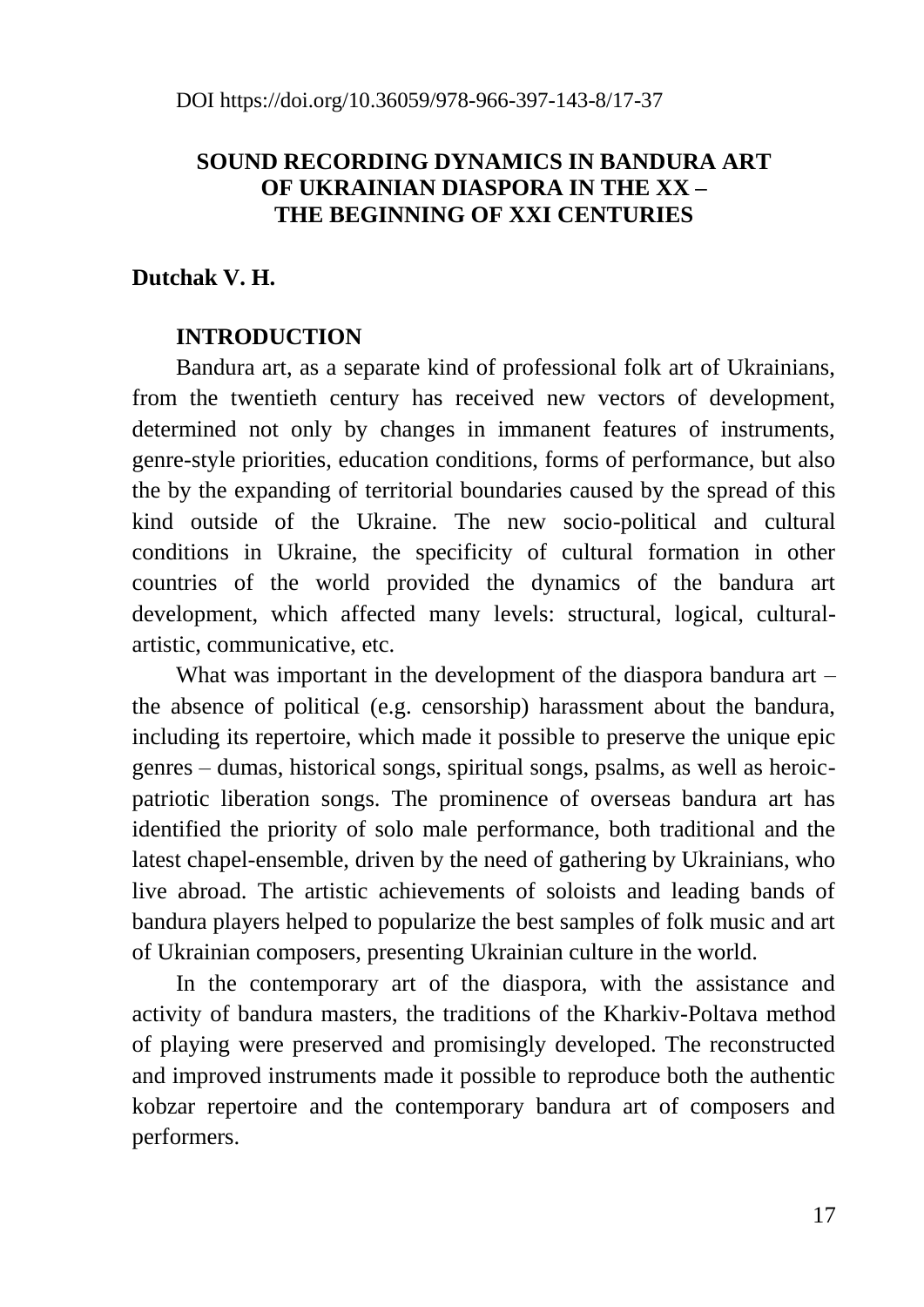DOI https://doi.org/10.36059/978-966-397-143-8/17-37

# SOUND RECORDING DYNAMICS IN BANDURA ART OF UKRAINIAN DIASPORA IN THE XX – THE BEGINNING OF XXI CENTURIES

**Dutchak V. H.**

## INTRODUCTION

Bandura art, as a separate kind of professional folk art of Ukrainians, from the twentieth century has received new vectors of development, determined not only by changes in immanent features of instruments, genre-style priorities, education conditions, forms of performance, but also the by the expanding of territorial boundaries caused by the spread of this kind outside of the Ukraine. The new socio-political and cultural conditions in Ukraine, the specificity of cultural formation in other countries of the world provided the dynamics of the bandura art development, which affected many levels: structural, logical, cultural-artistic, communicative, etc.

What was important in the development of the diaspora bandura art – the absence of political (e.g. censorship) harassment about the bandura, including its repertoire, which made it possible to preserve the unique epic genres – dumas, historical songs, spiritual songs, psalms, as well as heroic-patriotic liberation songs. The prominence of overseas bandura art has identified the priority of solo male performance, both traditional and the latest chapel-ensemble, driven by the need of gathering by Ukrainians, who live abroad. The artistic achievements of soloists and leading bands of bandura players helped to popularize the best samples of folk music and art of Ukrainian composers, presenting Ukrainian culture in the world.

In the contemporary art of the diaspora, with the assistance and activity of bandura masters, the traditions of the Kharkiv-Poltava method of playing were preserved and promisingly developed. The reconstructed and improved instruments made it possible to reproduce both the authentic kobzar repertoire and the contemporary bandura art of composers and performers.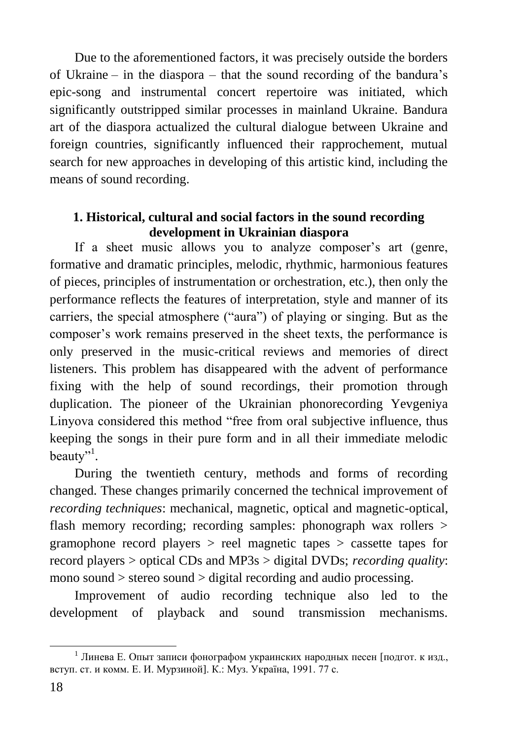Due to the aforementioned factors, it was precisely outside the borders of Ukraine – in the diaspora – that the sound recording of the bandura's epic-song and instrumental concert repertoire was initiated, which significantly outstripped similar processes in mainland Ukraine. Bandura art of the diaspora actualized the cultural dialogue between Ukraine and foreign countries, significantly influenced their rapprochement, mutual search for new approaches in developing of this artistic kind, including the means of sound recording.

## 1. Historical, cultural and social factors in the sound recording development in Ukrainian diaspora

If a sheet music allows you to analyze composer's art (genre, formative and dramatic principles, melodic, rhythmic, harmonious features of pieces, principles of instrumentation or orchestration, etc.), then only the performance reflects the features of interpretation, style and manner of its carriers, the special atmosphere ("aura") of playing or singing. But as the composer's work remains preserved in the sheet texts, the performance is only preserved in the music-critical reviews and memories of direct listeners. This problem has disappeared with the advent of performance fixing with the help of sound recordings, their promotion through duplication. The pioneer of the Ukrainian phonorecording Yevgeniya Linyova considered this method "free from oral subjective influence, thus keeping the songs in their pure form and in all their immediate melodic beauty"[1].

During the twentieth century, methods and forms of recording changed. These changes primarily concerned the technical improvement of *recording techniques*: mechanical, magnetic, optical and magnetic-optical, flash memory recording; recording samples: phonograph wax rollers > gramophone record players > reel magnetic tapes > cassette tapes for record players > optical CDs and MP3s > digital DVDs; *recording quality*: mono sound > stereo sound > digital recording and audio processing.

Improvement of audio recording technique also led to the development of playback and sound transmission mechanisms.

---

[1] Линева Е. Опыт записи фонографом украинских народных песен [подгот. к изд., вступ. ст. и комм. Е. И. Мурзиной]. К.: Муз. Україна, 1991. 77 с.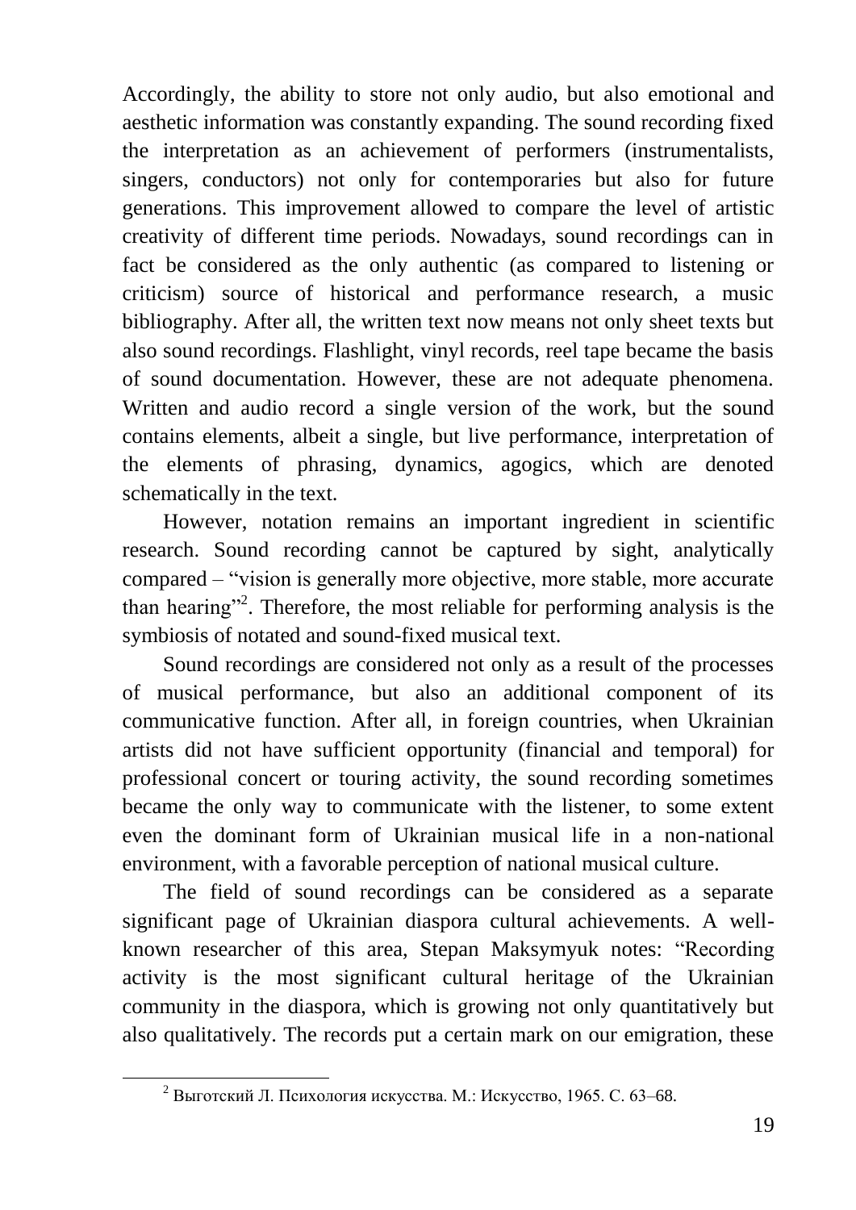Accordingly, the ability to store not only audio, but also emotional and aesthetic information was constantly expanding. The sound recording fixed the interpretation as an achievement of performers (instrumentalists, singers, conductors) not only for contemporaries but also for future generations. This improvement allowed to compare the level of artistic creativity of different time periods. Nowadays, sound recordings can in fact be considered as the only authentic (as compared to listening or criticism) source of historical and performance research, a music bibliography. After all, the written text now means not only sheet texts but also sound recordings. Flashlight, vinyl records, reel tape became the basis of sound documentation. However, these are not adequate phenomena. Written and audio record a single version of the work, but the sound contains elements, albeit a single, but live performance, interpretation of the elements of phrasing, dynamics, agogics, which are denoted schematically in the text.

However, notation remains an important ingredient in scientific research. Sound recording cannot be captured by sight, analytically compared – "vision is generally more objective, more stable, more accurate than hearing"[2]. Therefore, the most reliable for performing analysis is the symbiosis of notated and sound-fixed musical text.

Sound recordings are considered not only as a result of the processes of musical performance, but also an additional component of its communicative function. After all, in foreign countries, when Ukrainian artists did not have sufficient opportunity (financial and temporal) for professional concert or touring activity, the sound recording sometimes became the only way to communicate with the listener, to some extent even the dominant form of Ukrainian musical life in a non-national environment, with a favorable perception of national musical culture.

The field of sound recordings can be considered as a separate significant page of Ukrainian diaspora cultural achievements. A well-known researcher of this area, Stepan Maksymyuk notes: "Recording activity is the most significant cultural heritage of the Ukrainian community in the diaspora, which is growing not only quantitatively but also qualitatively. The records put a certain mark on our emigration, these

---

[2] Выготский Л. Психология искусства. М.: Искусство, 1965. С. 63–68.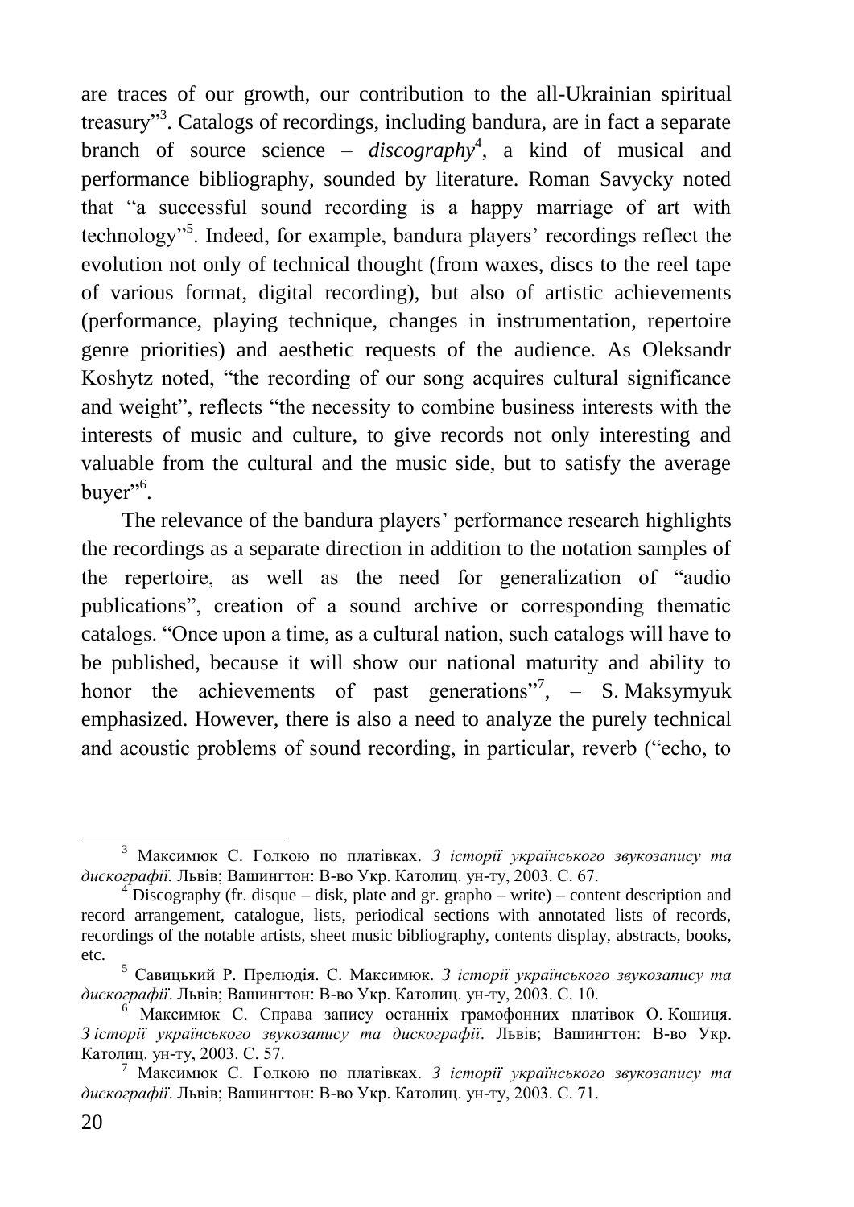are traces of our growth, our contribution to the all-Ukrainian spiritual treasury"[3]. Catalogs of recordings, including bandura, are in fact a separate branch of source science – *discography*[4], a kind of musical and performance bibliography, sounded by literature. Roman Savycky noted that "a successful sound recording is a happy marriage of art with technology"[5]. Indeed, for example, bandura players' recordings reflect the evolution not only of technical thought (from waxes, discs to the reel tape of various format, digital recording), but also of artistic achievements (performance, playing technique, changes in instrumentation, repertoire genre priorities) and aesthetic requests of the audience. As Oleksandr Koshytz noted, "the recording of our song acquires cultural significance and weight", reflects "the necessity to combine business interests with the interests of music and culture, to give records not only interesting and valuable from the cultural and the music side, but to satisfy the average buyer"[6].

The relevance of the bandura players' performance research highlights the recordings as a separate direction in addition to the notation samples of the repertoire, as well as the need for generalization of "audio publications", creation of a sound archive or corresponding thematic catalogs. "Once upon a time, as a cultural nation, such catalogs will have to be published, because it will show our national maturity and ability to honor the achievements of past generations"[7], – S. Maksymyuk emphasized. However, there is also a need to analyze the purely technical and acoustic problems of sound recording, in particular, reverb ("echo, to

---

[3] Максимюк С. Голкою по платівках. *З історії українського звукозапису та дискографії.* Львів; Вашингтон: В-во Укр. Католиц. ун-ту, 2003. С. 67.

[4] Discography (fr. disque – disk, plate and gr. grapho – write) – content description and record arrangement, catalogue, lists, periodical sections with annotated lists of records, recordings of the notable artists, sheet music bibliography, contents display, abstracts, books, etc.

[5] Савицький Р. Прелюдія. С. Максимюк. *З історії українського звукозапису та дискографії*. Львів; Вашингтон: В-во Укр. Католиц. ун-ту, 2003. С. 10.

[6] Максимюк С. Справа запису останніх грамофонних платівок О. Кошиця. *З історії українського звукозапису та дискографії*. Львів; Вашингтон: В-во Укр. Католиц. ун-ту, 2003. С. 57.

[7] Максимюк С. Голкою по платівках. *З історії українського звукозапису та дискографії*. Львів; Вашингтон: В-во Укр. Католиц. ун-ту, 2003. С. 71.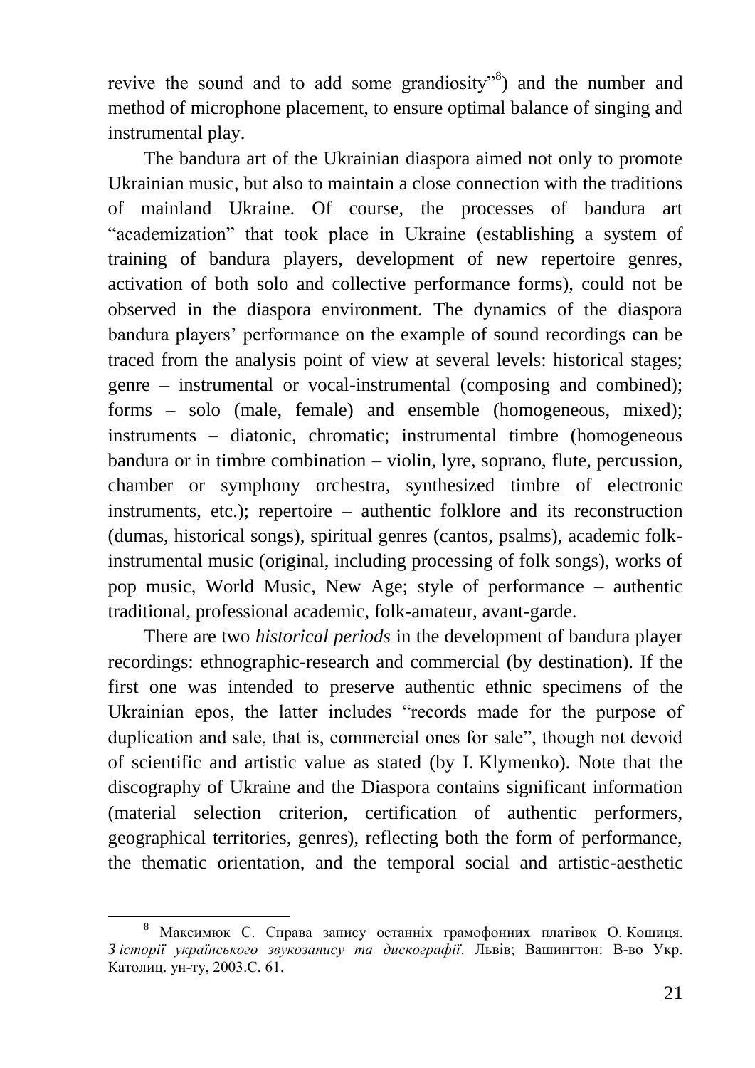revive the sound and to add some grandiosity"[8]) and the number and method of microphone placement, to ensure optimal balance of singing and instrumental play.

The bandura art of the Ukrainian diaspora aimed not only to promote Ukrainian music, but also to maintain a close connection with the traditions of mainland Ukraine. Of course, the processes of bandura art "academization" that took place in Ukraine (establishing a system of training of bandura players, development of new repertoire genres, activation of both solo and collective performance forms), could not be observed in the diaspora environment. The dynamics of the diaspora bandura players' performance on the example of sound recordings can be traced from the analysis point of view at several levels: historical stages; genre – instrumental or vocal-instrumental (composing and combined); forms – solo (male, female) and ensemble (homogeneous, mixed); instruments – diatonic, chromatic; instrumental timbre (homogeneous bandura or in timbre combination – violin, lyre, soprano, flute, percussion, chamber or symphony orchestra, synthesized timbre of electronic instruments, etc.); repertoire – authentic folklore and its reconstruction (dumas, historical songs), spiritual genres (cantos, psalms), academic folk-instrumental music (original, including processing of folk songs), works of pop music, World Music, New Age; style of performance – authentic traditional, professional academic, folk-amateur, avant-garde.

There are two *historical periods* in the development of bandura player recordings: ethnographic-research and commercial (by destination). If the first one was intended to preserve authentic ethnic specimens of the Ukrainian epos, the latter includes "records made for the purpose of duplication and sale, that is, commercial ones for sale", though not devoid of scientific and artistic value as stated (by I. Klymenko). Note that the discography of Ukraine and the Diaspora contains significant information (material selection criterion, certification of authentic performers, geographical territories, genres), reflecting both the form of performance, the thematic orientation, and the temporal social and artistic-aesthetic

---

[8] Максимюк С. Справа запису останніх грамофонних платівок О. Кошиця. *З історії українського звукозапису та дискографії*. Львів; Вашингтон: В-во Укр. Католиц. ун-ту, 2003.С. 61.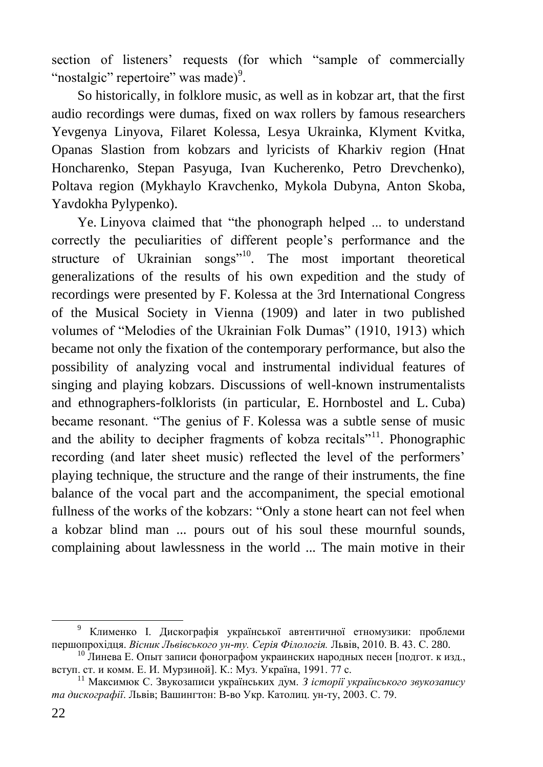section of listeners' requests (for which "sample of commercially "nostalgic" repertoire" was made)[9].

So historically, in folklore music, as well as in kobzar art, that the first audio recordings were dumas, fixed on wax rollers by famous researchers Yevgenya Linyova, Filaret Kolessa, Lesya Ukrainka, Klyment Kvitka, Opanas Slastion from kobzars and lyricists of Kharkiv region (Hnat Honcharenko, Stepan Pasyuga, Ivan Kucherenko, Petro Drevchenko), Poltava region (Mykhaylo Kravchenko, Mykola Dubyna, Anton Skoba, Yavdokha Pylypenko).

Ye. Linyova claimed that "the phonograph helped ... to understand correctly the peculiarities of different people's performance and the structure of Ukrainian songs"[10]. The most important theoretical generalizations of the results of his own expedition and the study of recordings were presented by F. Kolessa at the 3rd International Congress of the Musical Society in Vienna (1909) and later in two published volumes of "Melodies of the Ukrainian Folk Dumas" (1910, 1913) which became not only the fixation of the contemporary performance, but also the possibility of analyzing vocal and instrumental individual features of singing and playing kobzars. Discussions of well-known instrumentalists and ethnographers-folklorists (in particular, E. Hornbostel and L. Cuba) became resonant. "The genius of F. Kolessa was a subtle sense of music and the ability to decipher fragments of kobza recitals"[11]. Phonographic recording (and later sheet music) reflected the level of the performers' playing technique, the structure and the range of their instruments, the fine balance of the vocal part and the accompaniment, the special emotional fullness of the works of the kobzars: "Only a stone heart can not feel when a kobzar blind man ... pours out of his soul these mournful sounds, complaining about lawlessness in the world ... The main motive in their

---

[9] Клименко І. Дискографія української автентичної етномузики: проблеми першопрохідця. *Вісник Львівського ун-ту. Серія Філологія.* Львів, 2010. В. 43. С. 280.

[10] Линева Е. Опыт записи фонографом украинских народных песен [подгот. к изд., вступ. ст. и комм. Е. И. Мурзиной]. К.: Муз. Україна, 1991. 77 с.

[11] Максимюк С. Звукозаписи українських дум. *З історії українського звукозапису та дискографії*. Львів; Вашингтон: В-во Укр. Католиц. ун-ту, 2003. С. 79.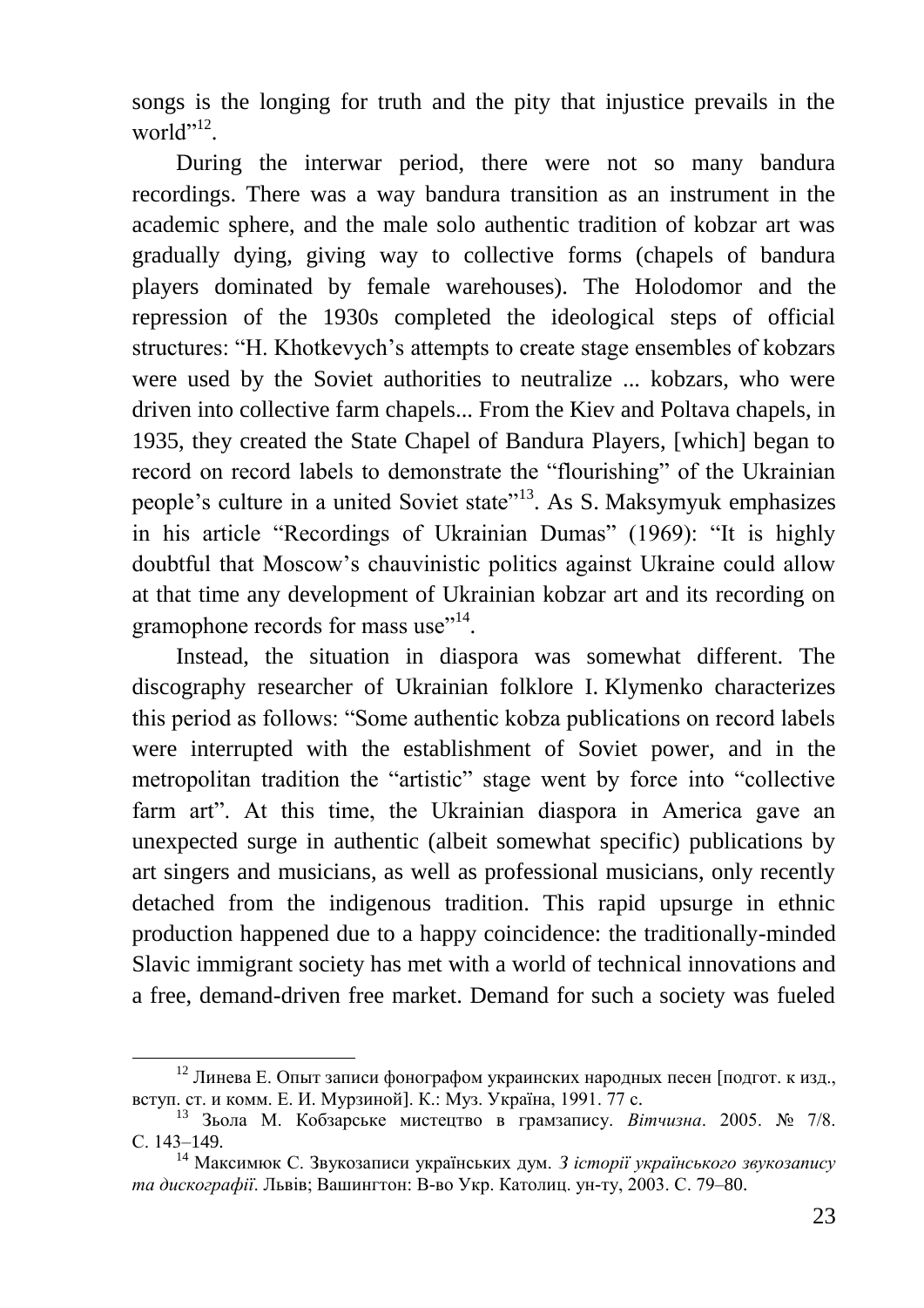songs is the longing for truth and the pity that injustice prevails in the world"[12].

During the interwar period, there were not so many bandura recordings. There was a way bandura transition as an instrument in the academic sphere, and the male solo authentic tradition of kobzar art was gradually dying, giving way to collective forms (chapels of bandura players dominated by female warehouses). The Holodomor and the repression of the 1930s completed the ideological steps of official structures: "H. Khotkevych's attempts to create stage ensembles of kobzars were used by the Soviet authorities to neutralize ... kobzars, who were driven into collective farm chapels... From the Kiev and Poltava chapels, in 1935, they created the State Chapel of Bandura Players, [which] began to record on record labels to demonstrate the "flourishing" of the Ukrainian people's culture in a united Soviet state"[13]. As S. Maksymyuk emphasizes in his article "Recordings of Ukrainian Dumas" (1969): "It is highly doubtful that Moscow's chauvinistic politics against Ukraine could allow at that time any development of Ukrainian kobzar art and its recording on gramophone records for mass use"[14].

Instead, the situation in diaspora was somewhat different. The discography researcher of Ukrainian folklore I. Klymenko characterizes this period as follows: "Some authentic kobza publications on record labels were interrupted with the establishment of Soviet power, and in the metropolitan tradition the "artistic" stage went by force into "collective farm art". At this time, the Ukrainian diaspora in America gave an unexpected surge in authentic (albeit somewhat specific) publications by art singers and musicians, as well as professional musicians, only recently detached from the indigenous tradition. This rapid upsurge in ethnic production happened due to a happy coincidence: the traditionally-minded Slavic immigrant society has met with a world of technical innovations and a free, demand-driven free market. Demand for such a society was fueled

---

[12] Линева Е. Опыт записи фонографом украинских народных песен [подгот. к изд., вступ. ст. и комм. Е. И. Мурзиной]. К.: Муз. Україна, 1991. 77 с.

[13] Зьола М. Кобзарське мистецтво в грамзапису. *Вітчизна*. 2005. № 7/8. С. 143–149.

[14] Максимюк С. Звукозаписи українських дум. *З історії українського звукозапису та дискографії*. Львів; Вашингтон: В-во Укр. Католиц. ун-ту, 2003. С. 79–80.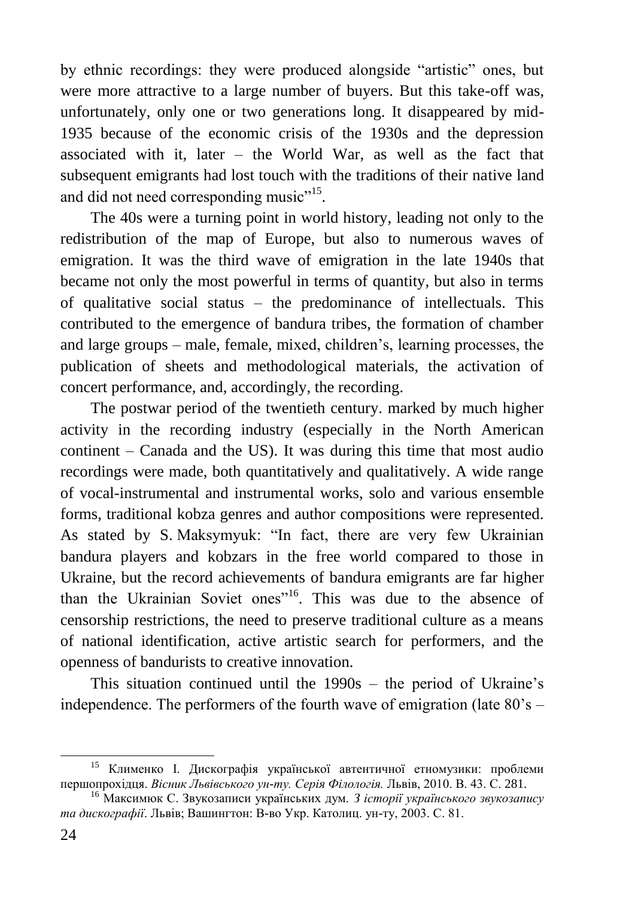by ethnic recordings: they were produced alongside "artistic" ones, but were more attractive to a large number of buyers. But this take-off was, unfortunately, only one or two generations long. It disappeared by mid-1935 because of the economic crisis of the 1930s and the depression associated with it, later – the World War, as well as the fact that subsequent emigrants had lost touch with the traditions of their native land and did not need corresponding music"[15].

The 40s were a turning point in world history, leading not only to the redistribution of the map of Europe, but also to numerous waves of emigration. It was the third wave of emigration in the late 1940s that became not only the most powerful in terms of quantity, but also in terms of qualitative social status – the predominance of intellectuals. This contributed to the emergence of bandura tribes, the formation of chamber and large groups – male, female, mixed, children's, learning processes, the publication of sheets and methodological materials, the activation of concert performance, and, accordingly, the recording.

The postwar period of the twentieth century. marked by much higher activity in the recording industry (especially in the North American continent – Canada and the US). It was during this time that most audio recordings were made, both quantitatively and qualitatively. A wide range of vocal-instrumental and instrumental works, solo and various ensemble forms, traditional kobza genres and author compositions were represented. As stated by S. Maksymyuk: "In fact, there are very few Ukrainian bandura players and kobzars in the free world compared to those in Ukraine, but the record achievements of bandura emigrants are far higher than the Ukrainian Soviet ones"[16]. This was due to the absence of censorship restrictions, the need to preserve traditional culture as a means of national identification, active artistic search for performers, and the openness of bandurists to creative innovation.

This situation continued until the 1990s – the period of Ukraine's independence. The performers of the fourth wave of emigration (late 80's –

---

[15] Клименко І. Дискографія української автентичної етномузики: проблеми першопрохідця. *Вісник Львівського ун-ту. Серія Філологія.* Львів, 2010. В. 43. С. 281.

[16] Максимюк С. Звукозаписи українських дум. *З історії українського звукозапису та дискографії*. Львів; Вашингтон: В-во Укр. Католиц. ун-ту, 2003. С. 81.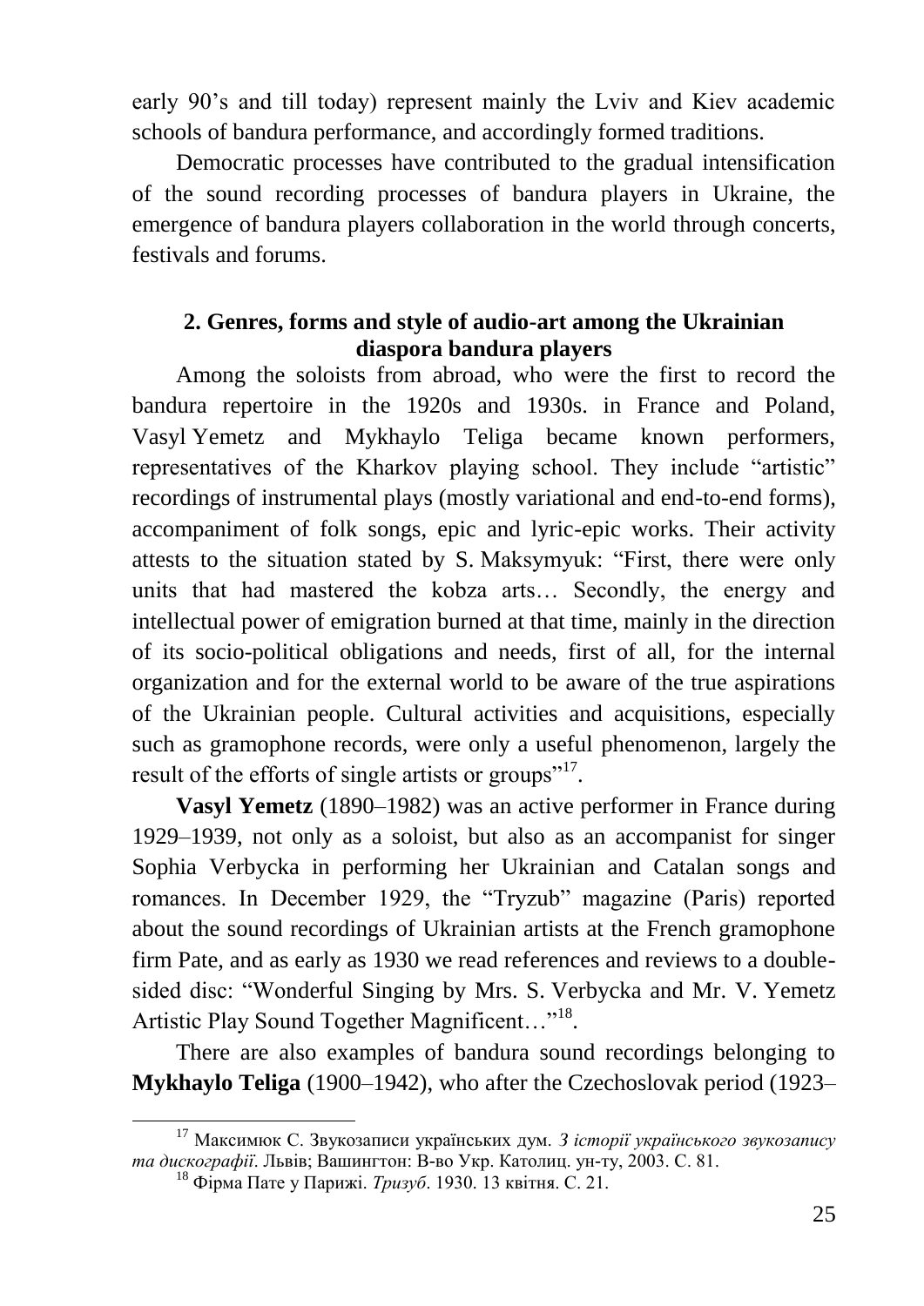early 90's and till today) represent mainly the Lviv and Kiev academic schools of bandura performance, and accordingly formed traditions.

Democratic processes have contributed to the gradual intensification of the sound recording processes of bandura players in Ukraine, the emergence of bandura players collaboration in the world through concerts, festivals and forums.

## 2. Genres, forms and style of audio-art among the Ukrainian diaspora bandura players

Among the soloists from abroad, who were the first to record the bandura repertoire in the 1920s and 1930s. in France and Poland, Vasyl Yemetz and Mykhaylo Teliga became known performers, representatives of the Kharkov playing school. They include "artistic" recordings of instrumental plays (mostly variational and end-to-end forms), accompaniment of folk songs, epic and lyric-epic works. Their activity attests to the situation stated by S. Maksymyuk: "First, there were only units that had mastered the kobza arts… Secondly, the energy and intellectual power of emigration burned at that time, mainly in the direction of its socio-political obligations and needs, first of all, for the internal organization and for the external world to be aware of the true aspirations of the Ukrainian people. Cultural activities and acquisitions, especially such as gramophone records, were only a useful phenomenon, largely the result of the efforts of single artists or groups"[17].

**Vasyl Yemetz** (1890–1982) was an active performer in France during 1929–1939, not only as a soloist, but also as an accompanist for singer Sophia Verbycka in performing her Ukrainian and Catalan songs and romances. In December 1929, the "Tryzub" magazine (Paris) reported about the sound recordings of Ukrainian artists at the French gramophone firm Pate, and as early as 1930 we read references and reviews to a double-sided disc: "Wonderful Singing by Mrs. S. Verbycka and Mr. V. Yemetz Artistic Play Sound Together Magnificent…"[18].

There are also examples of bandura sound recordings belonging to **Mykhaylo Teliga** (1900–1942), who after the Czechoslovak period (1923–

---

[17] Максимюк С. Звукозаписи українських дум. *З історії українського звукозапису та дискографії*. Львів; Вашингтон: В-во Укр. Католиц. ун-ту, 2003. С. 81.

[18] Фірма Пате у Парижі. *Тризуб*. 1930. 13 квітня. С. 21.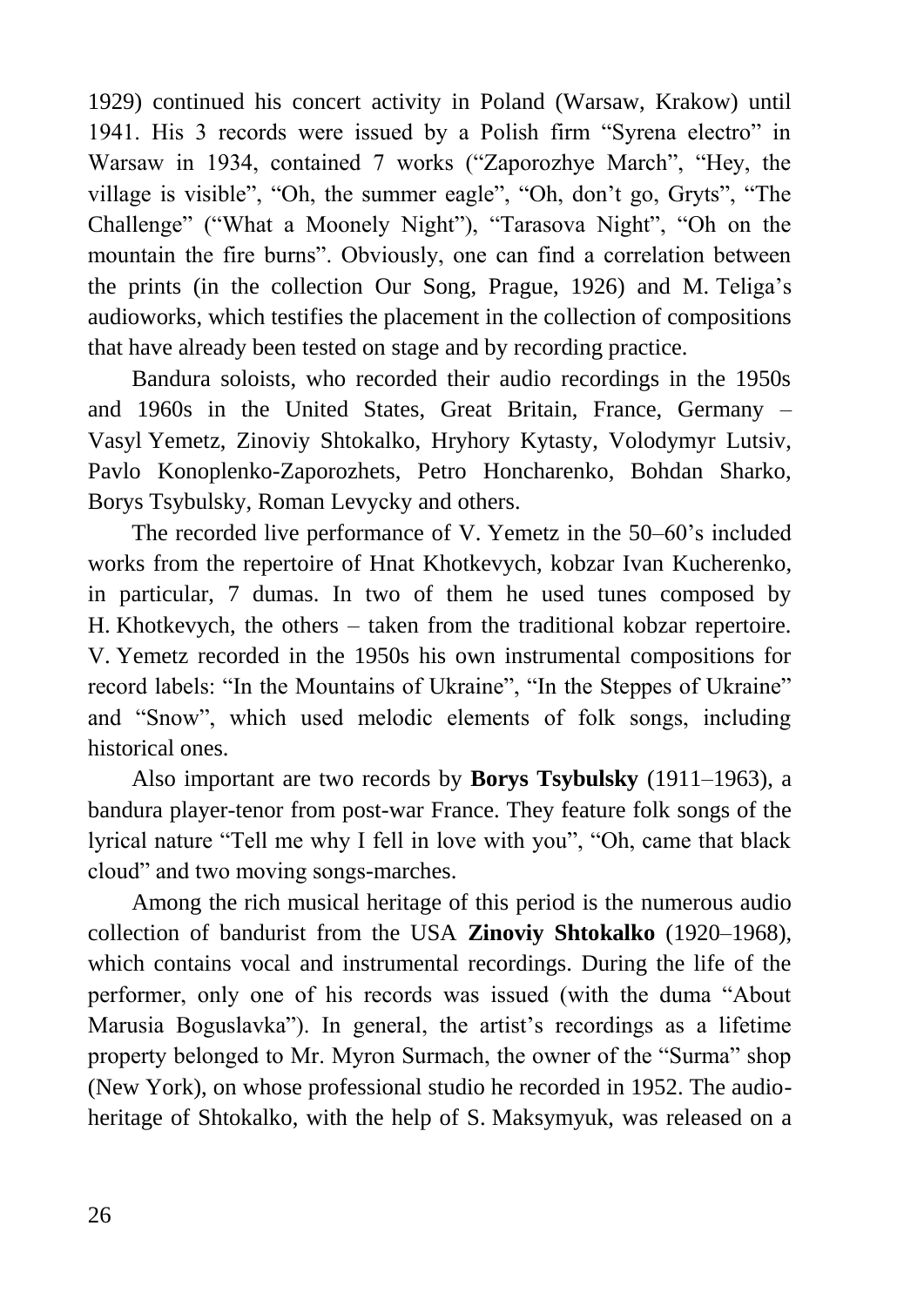1929) continued his concert activity in Poland (Warsaw, Krakow) until 1941. His 3 records were issued by a Polish firm "Syrena electro" in Warsaw in 1934, contained 7 works ("Zaporozhye March", "Hey, the village is visible", "Oh, the summer eagle", "Oh, don't go, Gryts", "The Challenge" ("What a Moonely Night"), "Tarasova Night", "Oh on the mountain the fire burns". Obviously, one can find a correlation between the prints (in the collection Our Song, Prague, 1926) and M. Teliga's audioworks, which testifies the placement in the collection of compositions that have already been tested on stage and by recording practice.

Bandura soloists, who recorded their audio recordings in the 1950s and 1960s in the United States, Great Britain, France, Germany – Vasyl Yemetz, Zinoviy Shtokalko, Hryhory Kytasty, Volodymyr Lutsiv, Pavlo Konoplenko-Zaporozhets, Petro Honcharenko, Bohdan Sharko, Borys Tsybulsky, Roman Levycky and others.

The recorded live performance of V. Yemetz in the 50–60's included works from the repertoire of Hnat Khotkevych, kobzar Ivan Kucherenko, in particular, 7 dumas. In two of them he used tunes composed by H. Khotkevych, the others – taken from the traditional kobzar repertoire. V. Yemetz recorded in the 1950s his own instrumental compositions for record labels: "In the Mountains of Ukraine", "In the Steppes of Ukraine" and "Snow", which used melodic elements of folk songs, including historical ones.

Also important are two records by **Borys Tsybulsky** (1911–1963), a bandura player-tenor from post-war France. They feature folk songs of the lyrical nature "Tell me why I fell in love with you", "Oh, came that black cloud" and two moving songs-marches.

Among the rich musical heritage of this period is the numerous audio collection of bandurist from the USA **Zinoviy Shtokalko** (1920–1968), which contains vocal and instrumental recordings. During the life of the performer, only one of his records was issued (with the duma "About Marusia Boguslavka"). In general, the artist's recordings as a lifetime property belonged to Mr. Myron Surmach, the owner of the "Surma" shop (New York), on whose professional studio he recorded in 1952. The audio-heritage of Shtokalko, with the help of S. Maksymyuk, was released on a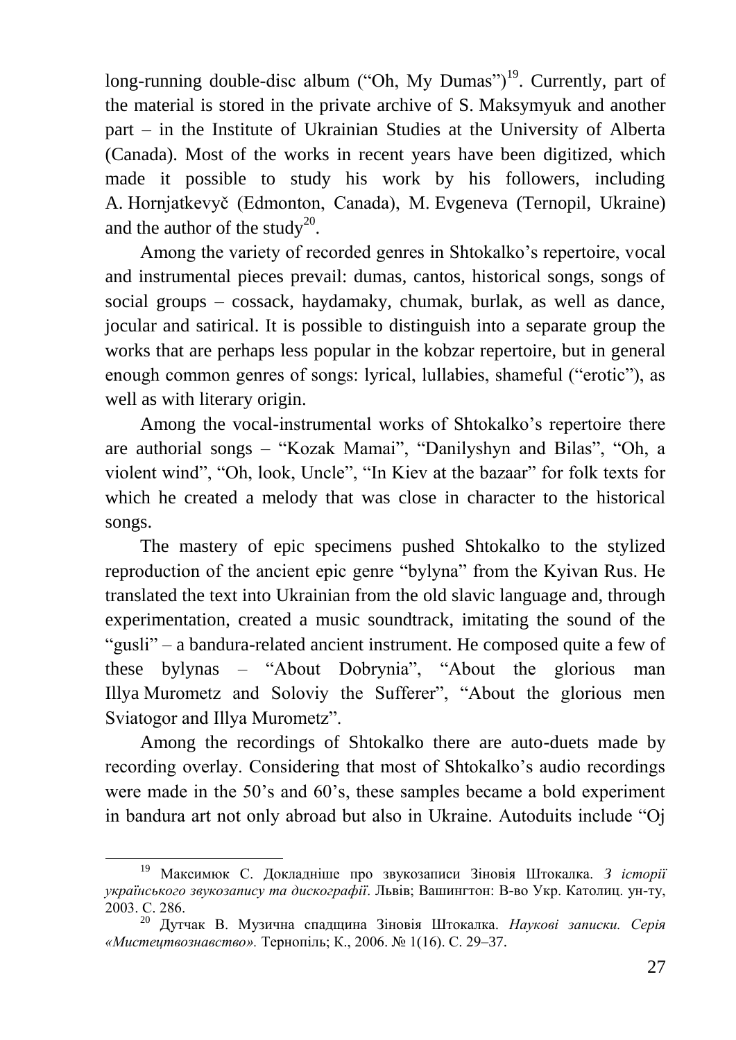long-running double-disc album ("Oh, My Dumas")[19]. Currently, part of the material is stored in the private archive of S. Maksymyuk and another part – in the Institute of Ukrainian Studies at the University of Alberta (Canada). Most of the works in recent years have been digitized, which made it possible to study his work by his followers, including A. Hornjatkevyč (Edmonton, Canada), M. Evgeneva (Ternopil, Ukraine) and the author of the study[20].

Among the variety of recorded genres in Shtokalko's repertoire, vocal and instrumental pieces prevail: dumas, cantos, historical songs, songs of social groups – cossack, haydamaky, chumak, burlak, as well as dance, jocular and satirical. It is possible to distinguish into a separate group the works that are perhaps less popular in the kobzar repertoire, but in general enough common genres of songs: lyrical, lullabies, shameful ("erotic"), as well as with literary origin.

Among the vocal-instrumental works of Shtokalko's repertoire there are authorial songs – "Kozak Mamai", "Danilyshyn and Bilas", "Oh, a violent wind", "Oh, look, Uncle", "In Kiev at the bazaar" for folk texts for which he created a melody that was close in character to the historical songs.

The mastery of epic specimens pushed Shtokalko to the stylized reproduction of the ancient epic genre "bylyna" from the Kyivan Rus. He translated the text into Ukrainian from the old slavic language and, through experimentation, created a music soundtrack, imitating the sound of the "gusli" – a bandura-related ancient instrument. He composed quite a few of these bylynas – "About Dobrynia", "About the glorious man Illya Murometz and Soloviy the Sufferer", "About the glorious men Sviatogor and Illya Murometz".

Among the recordings of Shtokalko there are auto-duets made by recording overlay. Considering that most of Shtokalko's audio recordings were made in the 50's and 60's, these samples became a bold experiment in bandura art not only abroad but also in Ukraine. Autoduits include "Oj

---

[19] Максимюк С. Докладніше про звукозаписи Зіновія Штокалка. *З історії українського звукозапису та дискографії*. Львів; Вашингтон: В-во Укр. Католиц. ун-ту, 2003. С. 286.

[20] Дутчак В. Музична спадщина Зіновія Штокалка. *Наукові записки. Серія «Мистецтвознавство»*. Тернопіль; К., 2006. № 1(16). С. 29–37.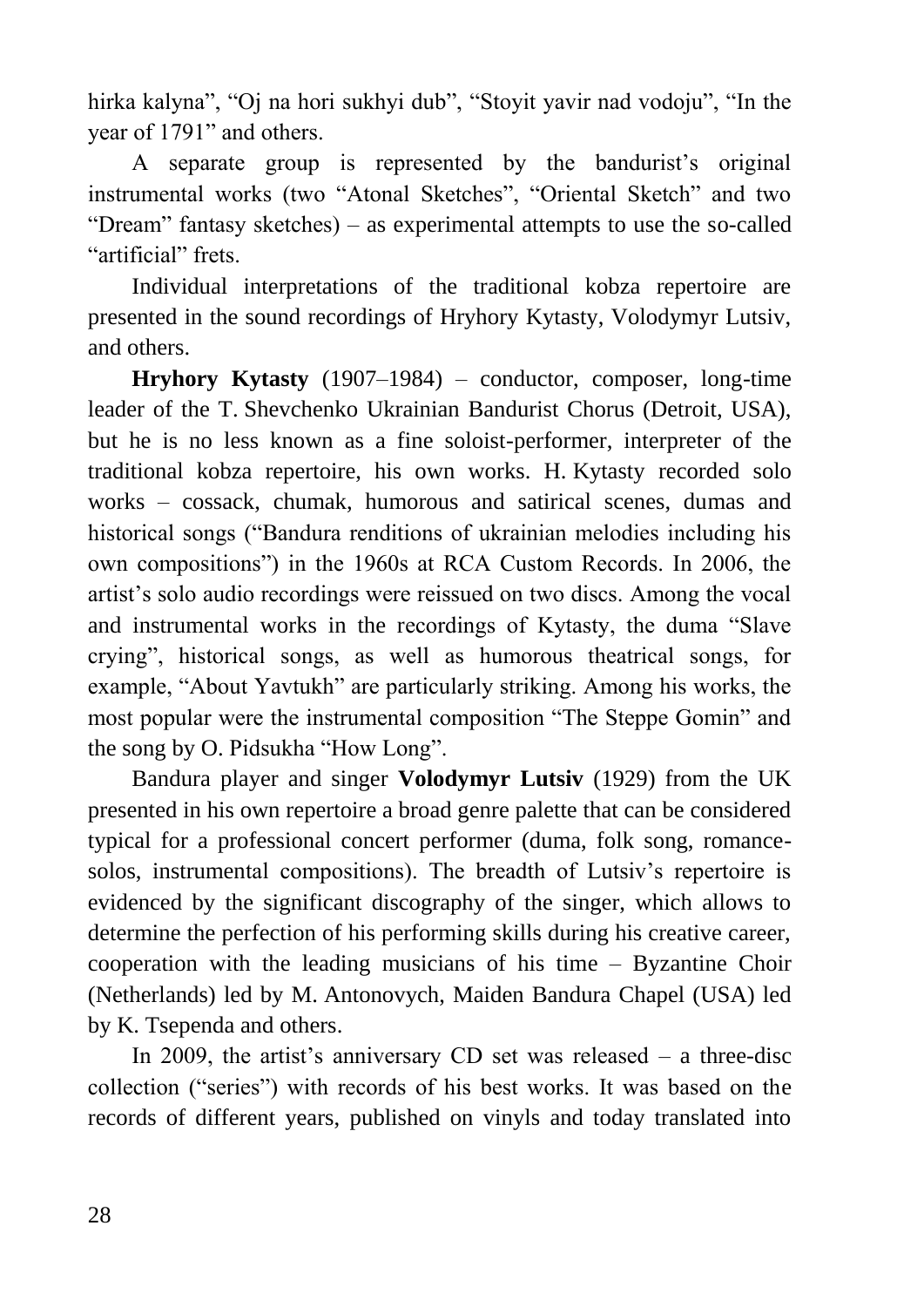hirka kalyna", "Oj na hori sukhyi dub", "Stoyit yavir nad vodoju", "In the year of 1791" and others.

A separate group is represented by the bandurist's original instrumental works (two "Atonal Sketches", "Oriental Sketch" and two "Dream" fantasy sketches) – as experimental attempts to use the so-called "artificial" frets.

Individual interpretations of the traditional kobza repertoire are presented in the sound recordings of Hryhory Kytasty, Volodymyr Lutsiv, and others.

**Hryhory Kytasty** (1907–1984) – conductor, composer, long-time leader of the T. Shevchenko Ukrainian Bandurist Chorus (Detroit, USA), but he is no less known as a fine soloist-performer, interpreter of the traditional kobza repertoire, his own works. H. Kytasty recorded solo works – cossack, chumak, humorous and satirical scenes, dumas and historical songs ("Bandura renditions of ukrainian melodies including his own compositions") in the 1960s at RCA Custom Records. In 2006, the artist's solo audio recordings were reissued on two discs. Among the vocal and instrumental works in the recordings of Kytasty, the duma "Slave crying", historical songs, as well as humorous theatrical songs, for example, "About Yavtukh" are particularly striking. Among his works, the most popular were the instrumental composition "The Steppe Gomin" and the song by O. Pidsukha "How Long".

Bandura player and singer **Volodymyr Lutsiv** (1929) from the UK presented in his own repertoire a broad genre palette that can be considered typical for a professional concert performer (duma, folk song, romance-solos, instrumental compositions). The breadth of Lutsiv's repertoire is evidenced by the significant discography of the singer, which allows to determine the perfection of his performing skills during his creative career, cooperation with the leading musicians of his time – Byzantine Choir (Netherlands) led by M. Antonovych, Maiden Bandura Chapel (USA) led by K. Tsependa and others.

In 2009, the artist's anniversary CD set was released – a three-disc collection ("series") with records of his best works. It was based on the records of different years, published on vinyls and today translated into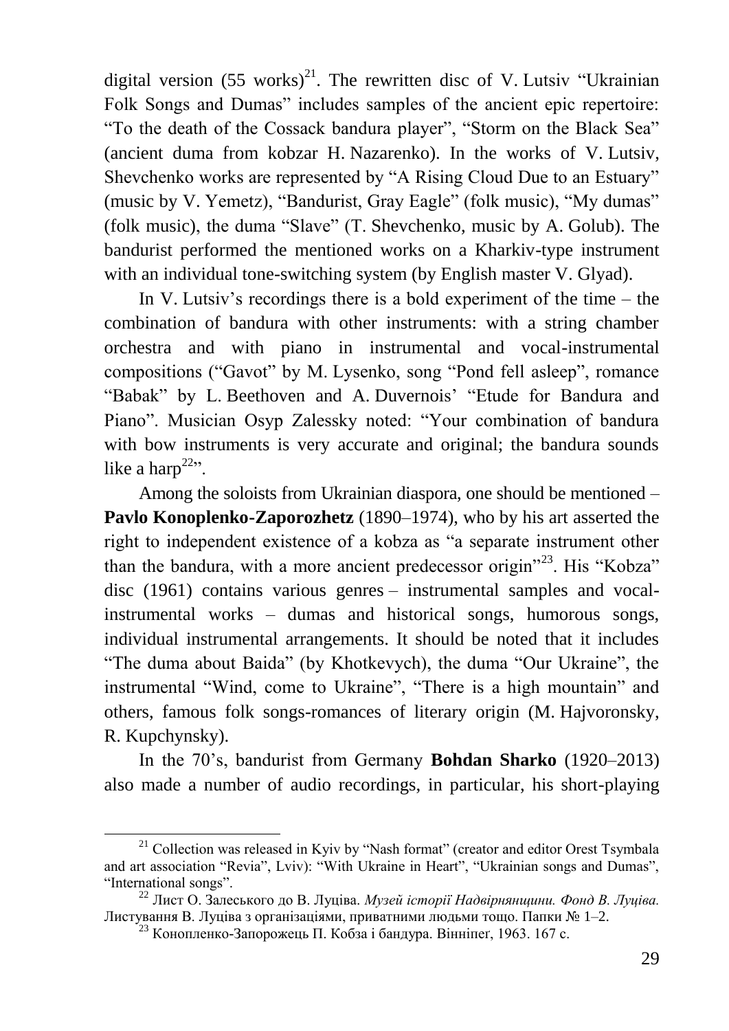digital version (55 works)[21]. The rewritten disc of V. Lutsiv "Ukrainian Folk Songs and Dumas" includes samples of the ancient epic repertoire: "To the death of the Cossack bandura player", "Storm on the Black Sea" (ancient duma from kobzar H. Nazarenko). In the works of V. Lutsiv, Shevchenko works are represented by "A Rising Cloud Due to an Estuary" (music by V. Yemetz), "Bandurist, Gray Eagle" (folk music), "My dumas" (folk music), the duma "Slave" (T. Shevchenko, music by A. Golub). The bandurist performed the mentioned works on a Kharkiv-type instrument with an individual tone-switching system (by English master V. Glyad).

In V. Lutsiv's recordings there is a bold experiment of the time – the combination of bandura with other instruments: with a string chamber orchestra and with piano in instrumental and vocal-instrumental compositions ("Gavot" by M. Lysenko, song "Pond fell asleep", romance "Babak" by L. Beethoven and A. Duvernois' "Etude for Bandura and Piano". Musician Osyp Zalessky noted: "Your combination of bandura with bow instruments is very accurate and original; the bandura sounds like a harp[22]".

Among the soloists from Ukrainian diaspora, one should be mentioned – **Pavlo Konoplenko-Zaporozhetz** (1890–1974), who by his art asserted the right to independent existence of a kobza as "a separate instrument other than the bandura, with a more ancient predecessor origin"[23]. His "Kobza" disc (1961) contains various genres – instrumental samples and vocal-instrumental works – dumas and historical songs, humorous songs, individual instrumental arrangements. It should be noted that it includes "The duma about Baida" (by Khotkevych), the duma "Our Ukraine", the instrumental "Wind, come to Ukraine", "There is a high mountain" and others, famous folk songs-romances of literary origin (M. Hajvoronsky, R. Kupchynsky).

In the 70's, bandurist from Germany **Bohdan Sharko** (1920–2013) also made a number of audio recordings, in particular, his short-playing

---

[21] Collection was released in Kyiv by "Nash format" (creator and editor Orest Tsymbala and art association "Revia", Lviv): "With Ukraine in Heart", "Ukrainian songs and Dumas", "International songs".

[22] Лист О. Залеського до В. Луціва. *Музей історії Надвірнянщини. Фонд В. Луціва.* Листування В. Луціва з організаціями, приватними людьми тощо. Папки № 1–2.

[23] Конопленко-Запорожець П. Кобза і бандура. Вінніпег, 1963. 167 с.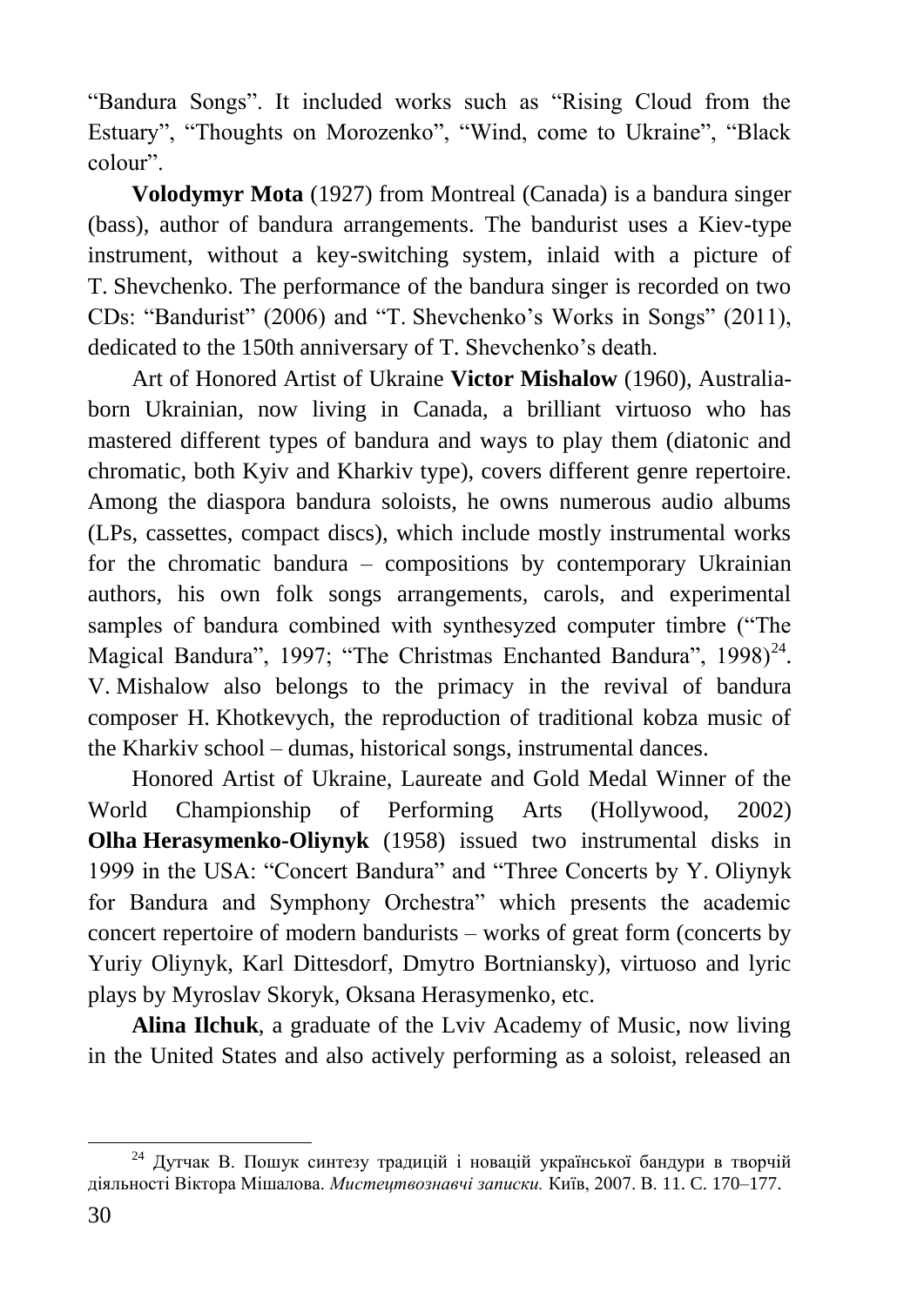"Bandura Songs". It included works such as "Rising Cloud from the Estuary", "Thoughts on Morozenko", "Wind, come to Ukraine", "Black colour".

**Volodymyr Mota** (1927) from Montreal (Canada) is a bandura singer (bass), author of bandura arrangements. The bandurist uses a Kiev-type instrument, without a key-switching system, inlaid with a picture of T. Shevchenko. The performance of the bandura singer is recorded on two CDs: "Bandurist" (2006) and "T. Shevchenko's Works in Songs" (2011), dedicated to the 150th anniversary of T. Shevchenko's death.

Art of Honored Artist of Ukraine **Victor Mishalow** (1960), Australia-born Ukrainian, now living in Canada, a brilliant virtuoso who has mastered different types of bandura and ways to play them (diatonic and chromatic, both Kyiv and Kharkiv type), covers different genre repertoire. Among the diaspora bandura soloists, he owns numerous audio albums (LPs, cassettes, compact discs), which include mostly instrumental works for the chromatic bandura – compositions by contemporary Ukrainian authors, his own folk songs arrangements, carols, and experimental samples of bandura combined with synthesyzed computer timbre ("The Magical Bandura", 1997; "The Christmas Enchanted Bandura", 1998)[24]. V. Mishalow also belongs to the primacy in the revival of bandura composer H. Khotkevych, the reproduction of traditional kobza music of the Kharkiv school – dumas, historical songs, instrumental dances.

Honored Artist of Ukraine, Laureate and Gold Medal Winner of the World Championship of Performing Arts (Hollywood, 2002) **Olha Herasymenko-Oliynyk** (1958) issued two instrumental disks in 1999 in the USA: "Concert Bandura" and "Three Concerts by Y. Oliynyk for Bandura and Symphony Orchestra" which presents the academic concert repertoire of modern bandurists – works of great form (concerts by Yuriy Oliynyk, Karl Dittesdorf, Dmytro Bortniansky), virtuoso and lyric plays by Myroslav Skoryk, Oksana Herasymenko, etc.

**Alina Ilchuk**, a graduate of the Lviv Academy of Music, now living in the United States and also actively performing as a soloist, released an

[24] Дутчак В. Пошук синтезу традицій і новацій української бандури в творчій діяльності Віктора Мішалова. *Мистецтвознавчі записки.* Київ, 2007. В. 11. С. 170–177.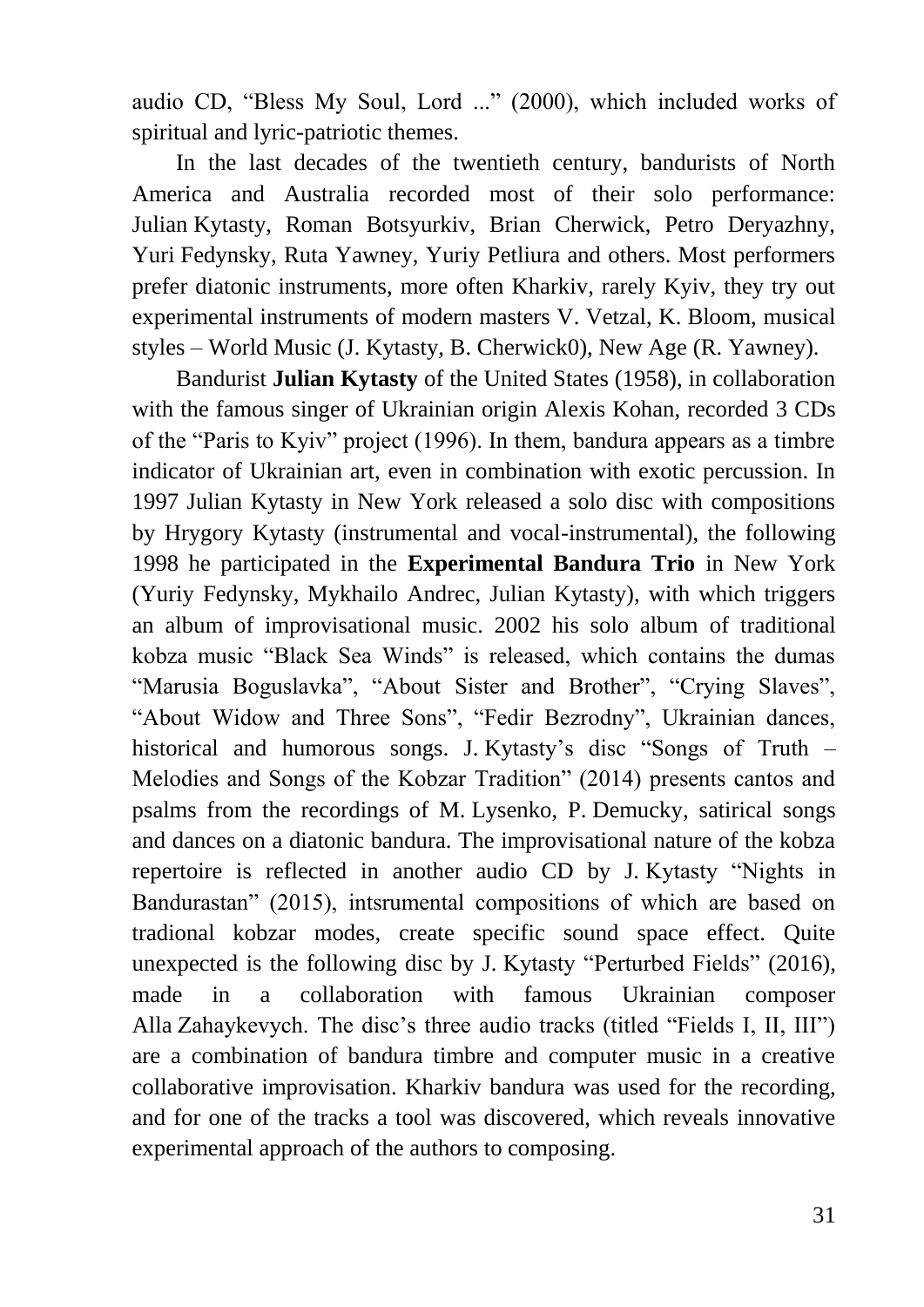audio CD, "Bless My Soul, Lord ..." (2000), which included works of spiritual and lyric-patriotic themes.

In the last decades of the twentieth century, bandurists of North America and Australia recorded most of their solo performance: Julian Kytasty, Roman Botsyurkiv, Brian Cherwick, Petro Deryazhny, Yuri Fedynsky, Ruta Yawney, Yuriy Petliura and others. Most performers prefer diatonic instruments, more often Kharkiv, rarely Kyiv, they try out experimental instruments of modern masters V. Vetzal, K. Bloom, musical styles – World Music (J. Kytasty, B. Cherwick0), New Age (R. Yawney).

Bandurist **Julian Kytasty** of the United States (1958), in collaboration with the famous singer of Ukrainian origin Alexis Kohan, recorded 3 CDs of the "Paris to Kyiv" project (1996). In them, bandura appears as a timbre indicator of Ukrainian art, even in combination with exotic percussion. In 1997 Julian Kytasty in New York released a solo disc with compositions by Hrygory Kytasty (instrumental and vocal-instrumental), the following 1998 he participated in the **Experimental Bandura Trio** in New York (Yuriy Fedynsky, Mykhailo Andrec, Julian Kytasty), with which triggers an album of improvisational music. 2002 his solo album of traditional kobza music "Black Sea Winds" is released, which contains the dumas "Marusia Boguslavka", "About Sister and Brother", "Crying Slaves", "About Widow and Three Sons", "Fedir Bezrodny", Ukrainian dances, historical and humorous songs. J. Kytasty's disc "Songs of Truth – Melodies and Songs of the Kobzar Tradition" (2014) presents cantos and psalms from the recordings of M. Lysenko, P. Demucky, satirical songs and dances on a diatonic bandura. The improvisational nature of the kobza repertoire is reflected in another audio CD by J. Kytasty "Nights in Bandurastan" (2015), intsrumental compositions of which are based on tradional kobzar modes, create specific sound space effect. Quite unexpected is the following disc by J. Kytasty "Perturbed Fields" (2016), made in a collaboration with famous Ukrainian composer Alla Zahaykevych. The disc's three audio tracks (titled "Fields I, II, III") are a combination of bandura timbre and computer music in a creative collaborative improvisation. Kharkiv bandura was used for the recording, and for one of the tracks a tool was discovered, which reveals innovative experimental approach of the authors to composing.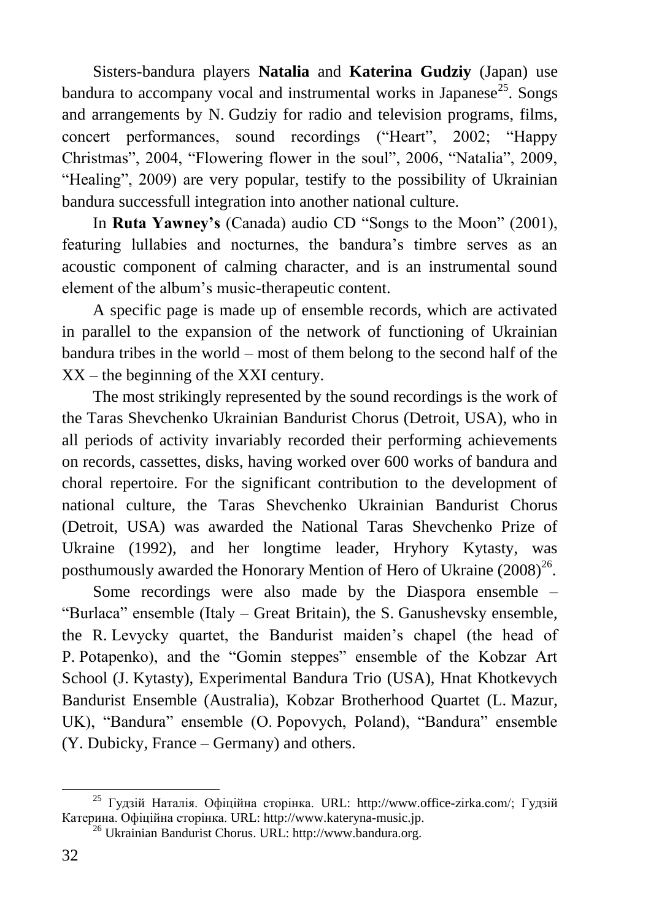Sisters-bandura players **Natalia** and **Katerina Gudziy** (Japan) use bandura to accompany vocal and instrumental works in Japanese[25]. Songs and arrangements by N. Gudziy for radio and television programs, films, concert performances, sound recordings ("Heart", 2002; "Happy Christmas", 2004, "Flowering flower in the soul", 2006, "Natalia", 2009, "Healing", 2009) are very popular, testify to the possibility of Ukrainian bandura successfull integration into another national culture.

In **Ruta Yawney's** (Canada) audio CD "Songs to the Moon" (2001), featuring lullabies and nocturnes, the bandura's timbre serves as an acoustic component of calming character, and is an instrumental sound element of the album's music-therapeutic content.

A specific page is made up of ensemble records, which are activated in parallel to the expansion of the network of functioning of Ukrainian bandura tribes in the world – most of them belong to the second half of the XX – the beginning of the XXI century.

The most strikingly represented by the sound recordings is the work of the Taras Shevchenko Ukrainian Bandurist Chorus (Detroit, USA), who in all periods of activity invariably recorded their performing achievements on records, cassettes, disks, having worked over 600 works of bandura and choral repertoire. For the significant contribution to the development of national culture, the Taras Shevchenko Ukrainian Bandurist Chorus (Detroit, USA) was awarded the National Taras Shevchenko Prize of Ukraine (1992), and her longtime leader, Hryhory Kytasty, was posthumously awarded the Honorary Mention of Hero of Ukraine (2008)[26].

Some recordings were also made by the Diaspora ensemble – "Burlaca" ensemble (Italy – Great Britain), the S. Ganushevsky ensemble, the R. Levycky quartet, the Bandurist maiden's chapel (the head of P. Potapenko), and the "Gomin steppes" ensemble of the Kobzar Art School (J. Kytasty), Experimental Bandura Trio (USA), Hnat Khotkevych Bandurist Ensemble (Australia), Kobzar Brotherhood Quartet (L. Mazur, UK), "Bandura" ensemble (O. Popovych, Poland), "Bandura" ensemble (Y. Dubicky, France – Germany) and others.

---

[25] Гудзій Наталія. Офіційна сторінка. URL: http://www.office-zirka.com/; Гудзій Катерина. Офіційна сторінка. URL: http://www.kateryna-music.jp.

[26] Ukrainian Bandurist Chorus. URL: http://www.bandura.org.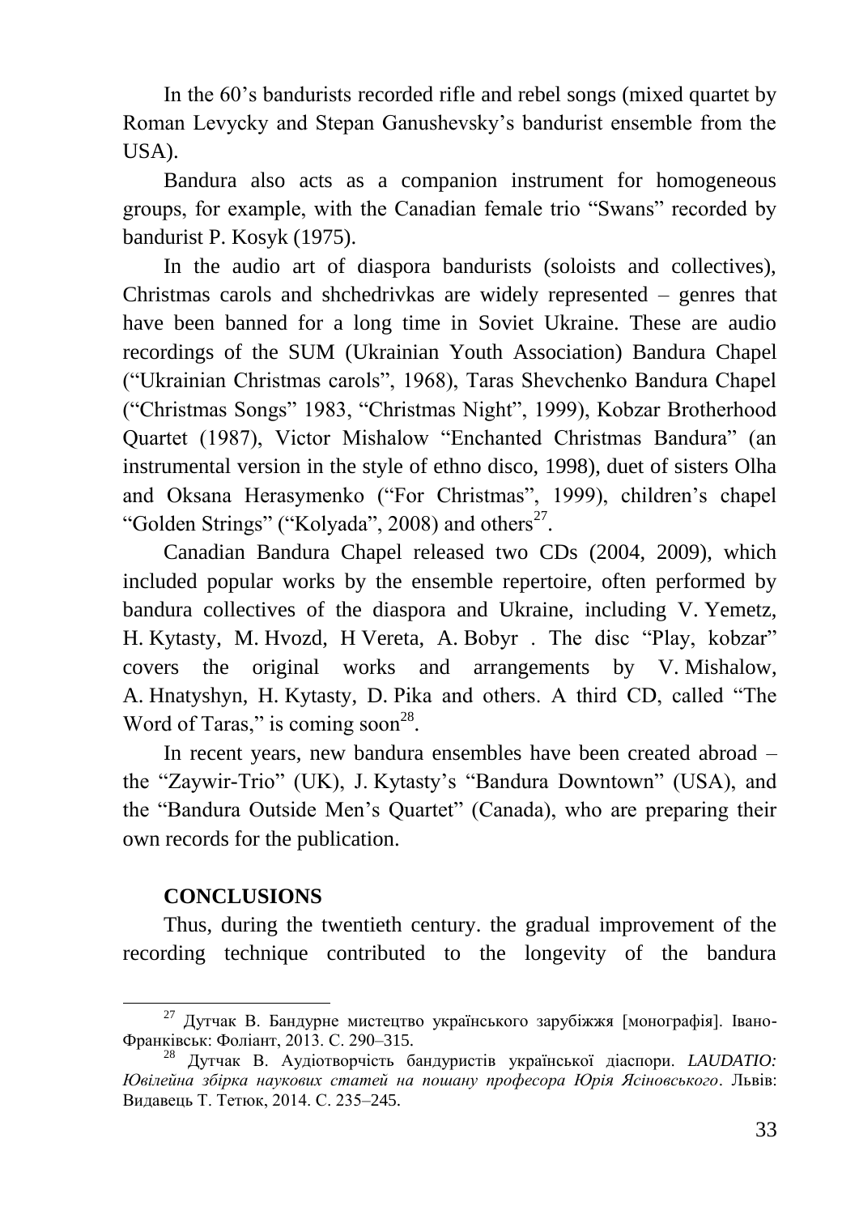In the 60's bandurists recorded rifle and rebel songs (mixed quartet by Roman Levycky and Stepan Ganushevsky's bandurist ensemble from the USA).

Bandura also acts as a companion instrument for homogeneous groups, for example, with the Canadian female trio "Swans" recorded by bandurist P. Kosyk (1975).

In the audio art of diaspora bandurists (soloists and collectives), Christmas carols and shchedrivkas are widely represented – genres that have been banned for a long time in Soviet Ukraine. These are audio recordings of the SUM (Ukrainian Youth Association) Bandura Chapel ("Ukrainian Christmas carols", 1968), Taras Shevchenko Bandura Chapel ("Christmas Songs" 1983, "Christmas Night", 1999), Kobzar Brotherhood Quartet (1987), Victor Mishalow "Enchanted Christmas Bandura" (an instrumental version in the style of ethno disco, 1998), duet of sisters Olha and Oksana Herasymenko ("For Christmas", 1999), children's chapel "Golden Strings" ("Kolyada", 2008) and others[27].

Canadian Bandura Chapel released two CDs (2004, 2009), which included popular works by the ensemble repertoire, often performed by bandura collectives of the diaspora and Ukraine, including V. Yemetz, H. Kytasty, M. Hvozd, H Vereta, A. Bobyr . The disc "Play, kobzar" covers the original works and arrangements by V. Mishalow, A. Hnatyshyn, H. Kytasty, D. Pika and others. A third CD, called "The Word of Taras," is coming soon[28].

In recent years, new bandura ensembles have been created abroad – the "Zaywir-Trio" (UK), J. Kytasty's "Bandura Downtown" (USA), and the "Bandura Outside Men's Quartet" (Canada), who are preparing their own records for the publication.

## CONCLUSIONS

Thus, during the twentieth century. the gradual improvement of the recording technique contributed to the longevity of the bandura

---

[27] Дутчак В. Бандурне мистецтво українського зарубіжжя [монографія]. Івано-Франківськ: Фоліант, 2013. С. 290–315.

[28] Дутчак В. Аудіотворчість бандуристів української діаспори. *LAUDATIO: Ювілейна збірка наукових статей на пошану професора Юрія Ясіновського*. Львів: Видавець Т. Тетюк, 2014. С. 235–245.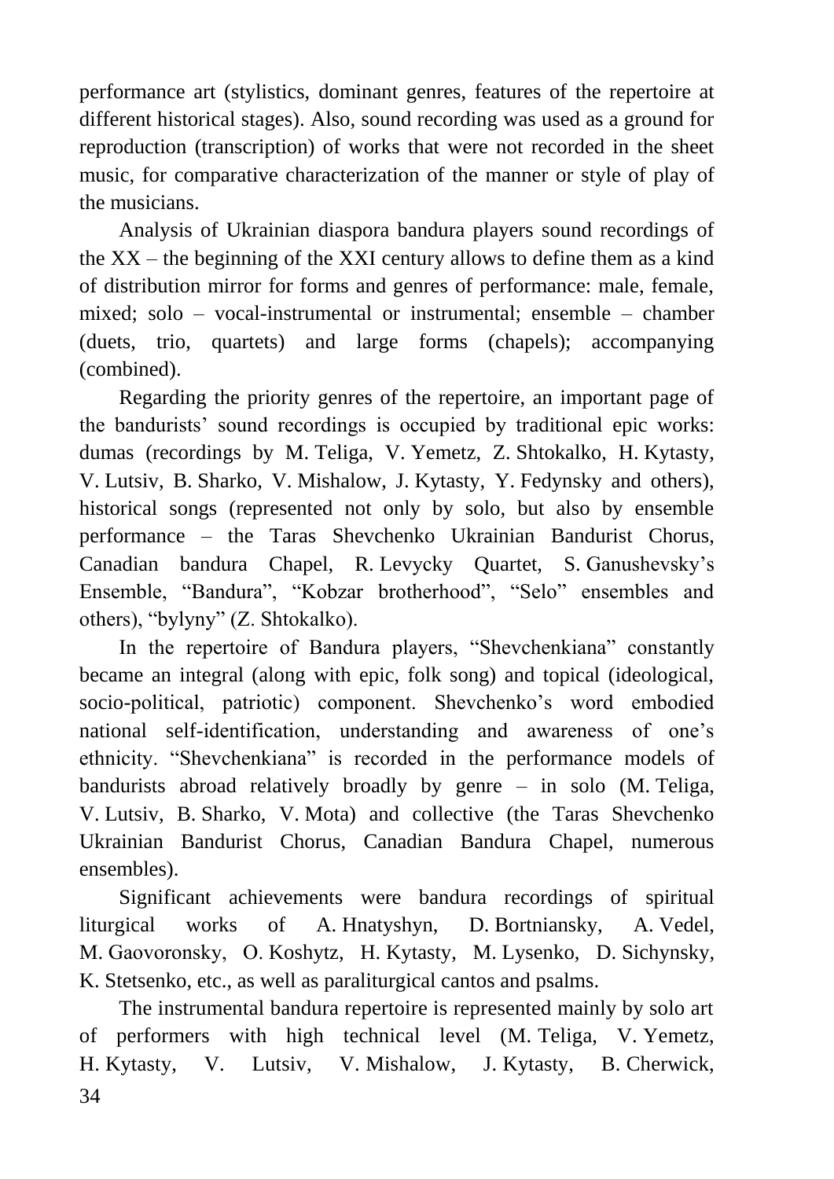performance art (stylistics, dominant genres, features of the repertoire at different historical stages). Also, sound recording was used as a ground for reproduction (transcription) of works that were not recorded in the sheet music, for comparative characterization of the manner or style of play of the musicians.

Analysis of Ukrainian diaspora bandura players sound recordings of the XX – the beginning of the XXI century allows to define them as a kind of distribution mirror for forms and genres of performance: male, female, mixed; solo – vocal-instrumental or instrumental; ensemble – chamber (duets, trio, quartets) and large forms (chapels); accompanying (combined).

Regarding the priority genres of the repertoire, an important page of the bandurists' sound recordings is occupied by traditional epic works: dumas (recordings by M. Teliga, V. Yemetz, Z. Shtokalko, H. Kytasty, V. Lutsiv, B. Sharko, V. Mishalow, J. Kytasty, Y. Fedynsky and others), historical songs (represented not only by solo, but also by ensemble performance – the Taras Shevchenko Ukrainian Bandurist Chorus, Canadian bandura Chapel, R. Levycky Quartet, S. Ganushevsky's Ensemble, "Bandura", "Kobzar brotherhood", "Selo" ensembles and others), "bylyny" (Z. Shtokalko).

In the repertoire of Bandura players, "Shevchenkiana" constantly became an integral (along with epic, folk song) and topical (ideological, socio-political, patriotic) component. Shevchenko's word embodied national self-identification, understanding and awareness of one's ethnicity. "Shevchenkiana" is recorded in the performance models of bandurists abroad relatively broadly by genre – in solo (M. Teliga, V. Lutsiv, B. Sharko, V. Mota) and collective (the Taras Shevchenko Ukrainian Bandurist Chorus, Canadian Bandura Chapel, numerous ensembles).

Significant achievements were bandura recordings of spiritual liturgical works of A. Hnatyshyn, D. Bortniansky, A. Vedel, M. Gaovoronsky, O. Koshytz, H. Kytasty, M. Lysenko, D. Sichynsky, K. Stetsenko, etc., as well as paraliturgical cantos and psalms.

The instrumental bandura repertoire is represented mainly by solo art of performers with high technical level (M. Teliga, V. Yemetz, H. Kytasty, V. Lutsiv, V. Mishalow, J. Kytasty, B. Cherwick,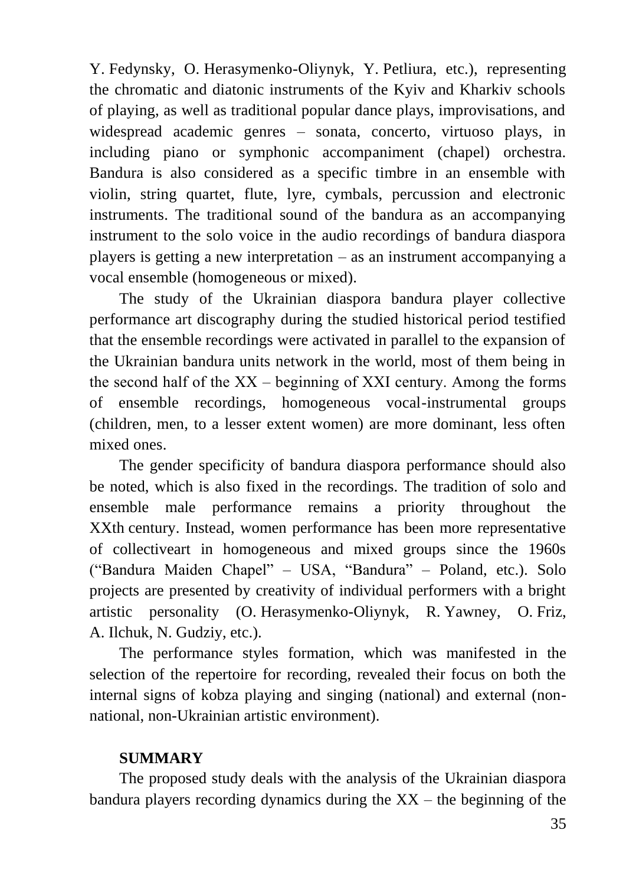Y. Fedynsky, O. Herasymenko-Oliynyk, Y. Petliura, etc.), representing the chromatic and diatonic instruments of the Kyiv and Kharkiv schools of playing, as well as traditional popular dance plays, improvisations, and widespread academic genres – sonata, concerto, virtuoso plays, in including piano or symphonic accompaniment (chapel) orchestra. Bandura is also considered as a specific timbre in an ensemble with violin, string quartet, flute, lyre, cymbals, percussion and electronic instruments. The traditional sound of the bandura as an accompanying instrument to the solo voice in the audio recordings of bandura diaspora players is getting a new interpretation – as an instrument accompanying a vocal ensemble (homogeneous or mixed).

The study of the Ukrainian diaspora bandura player collective performance art discography during the studied historical period testified that the ensemble recordings were activated in parallel to the expansion of the Ukrainian bandura units network in the world, most of them being in the second half of the XX – beginning of XXI century. Among the forms of ensemble recordings, homogeneous vocal-instrumental groups (children, men, to a lesser extent women) are more dominant, less often mixed ones.

The gender specificity of bandura diaspora performance should also be noted, which is also fixed in the recordings. The tradition of solo and ensemble male performance remains a priority throughout the XXth century. Instead, women performance has been more representative of collectiveart in homogeneous and mixed groups since the 1960s ("Bandura Maiden Chapel" – USA, "Bandura" – Poland, etc.). Solo projects are presented by creativity of individual performers with a bright artistic personality (O. Herasymenko-Oliynyk, R. Yawney, O. Friz, A. Ilchuk, N. Gudziy, etc.).

The performance styles formation, which was manifested in the selection of the repertoire for recording, revealed their focus on both the internal signs of kobza playing and singing (national) and external (non-national, non-Ukrainian artistic environment).

## SUMMARY

The proposed study deals with the analysis of the Ukrainian diaspora bandura players recording dynamics during the XX – the beginning of the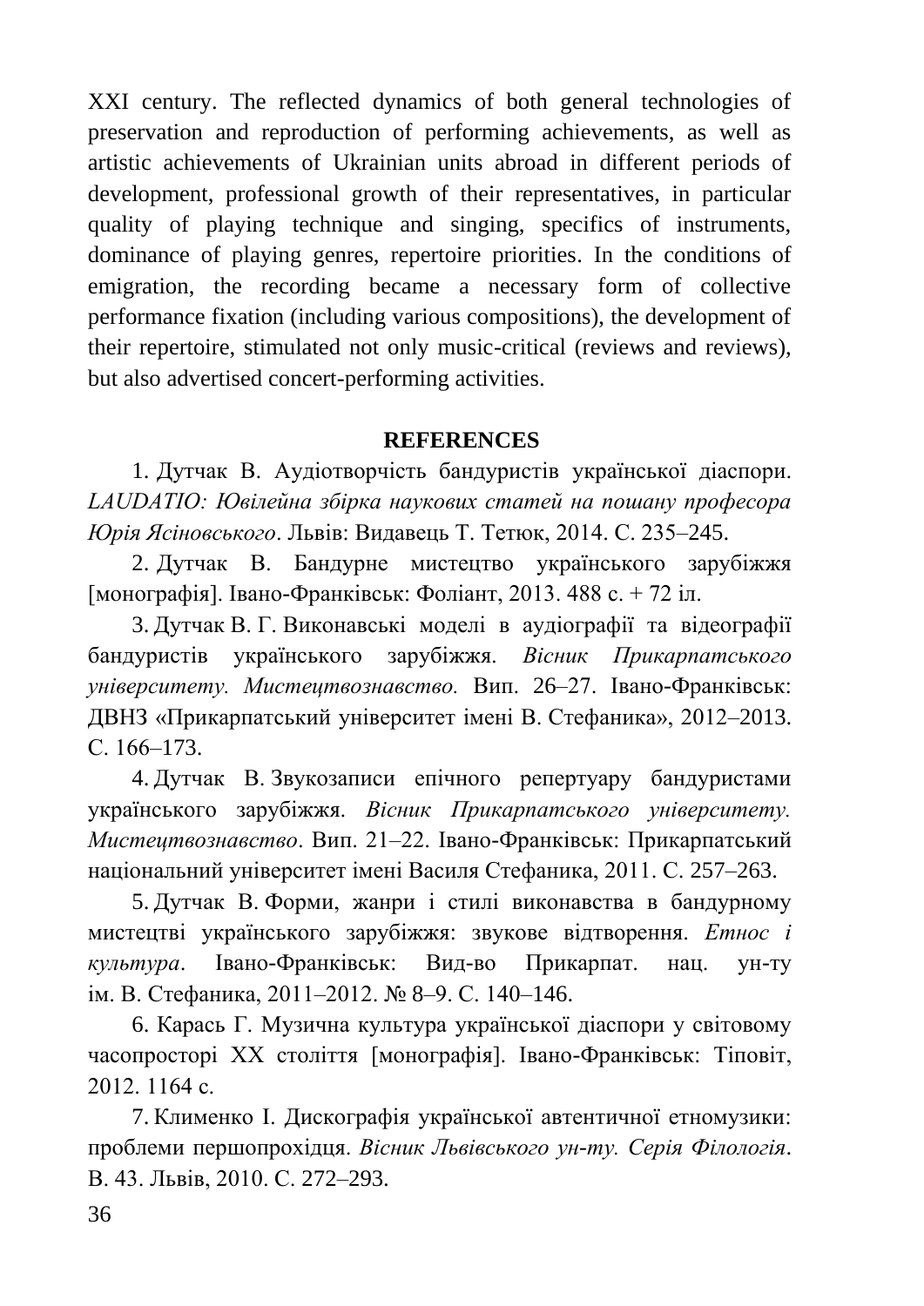XXI century. The reflected dynamics of both general technologies of preservation and reproduction of performing achievements, as well as artistic achievements of Ukrainian units abroad in different periods of development, professional growth of their representatives, in particular quality of playing technique and singing, specifics of instruments, dominance of playing genres, repertoire priorities. In the conditions of emigration, the recording became a necessary form of collective performance fixation (including various compositions), the development of their repertoire, stimulated not only music-critical (reviews and reviews), but also advertised concert-performing activities.

## REFERENCES

1. Дутчак В. Аудіотворчість бандуристів української діаспори. *LAUDATIO: Ювілейна збірка наукових статей на пошану професора Юрія Ясіновського*. Львів: Видавець Т. Тетюк, 2014. С. 235–245.

2. Дутчак В. Бандурне мистецтво українського зарубіжжя [монографія]. Івано-Франківськ: Фоліант, 2013. 488 с. + 72 іл.

3. Дутчак В. Г. Виконавські моделі в аудіографії та відеографії бандуристів українського зарубіжжя. *Вісник Прикарпатського університету. Мистецтвознавство.* Вип. 26–27. Івано-Франківськ: ДВНЗ «Прикарпатський університет імені В. Стефаника», 2012–2013. С. 166–173.

4. Дутчак В. Звукозаписи епічного репертуару бандуристами українського зарубіжжя. *Вісник Прикарпатського університету. Мистецтвознавство*. Вип. 21–22. Івано-Франківськ: Прикарпатський національний університет імені Василя Стефаника, 2011. С. 257–263.

5. Дутчак В. Форми, жанри і стилі виконавства в бандурному мистецтві українського зарубіжжя: звукове відтворення. *Етнос і культура*. Івано-Франківськ: Вид-во Прикарпат. нац. ун-ту ім. В. Стефаника, 2011–2012. № 8–9. С. 140–146.

6. Карась Г. Музична культура української діаспори у світовому часопросторі ХХ століття [монографія]. Івано-Франківськ: Тіповіт, 2012. 1164 с.

7. Клименко І. Дискографія української автентичної етномузики: проблеми першопрохідця. *Вісник Львівського ун-ту. Серія Філологія*. В. 43. Львів, 2010. С. 272–293.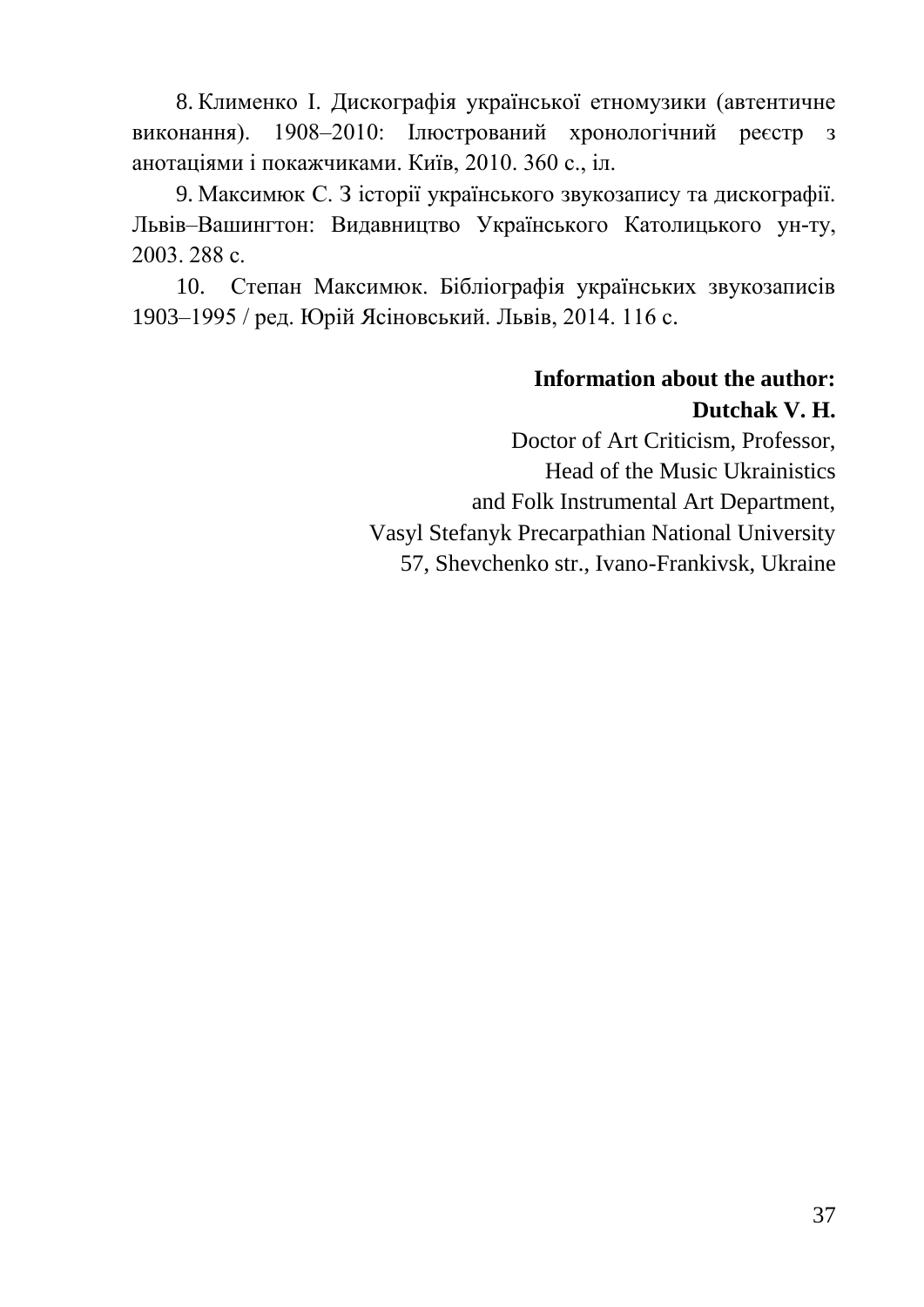8. Клименко І. Дискографія української етномузики (автентичне виконання). 1908–2010: Ілюстрований хронологічний реєстр з анотаціями і покажчиками. Київ, 2010. 360 с., іл.

9. Максимюк С. З історії українського звукозапису та дискографії. Львів–Вашингтон: Видавництво Українського Католицького ун-ту, 2003. 288 с.

10. Степан Максимюк. Бібліографія українських звукозаписів 1903–1995 / ред. Юрій Ясіновський. Львів, 2014. 116 с.

**Information about the author:**
**Dutchak V. H.**
Doctor of Art Criticism, Professor,
Head of the Music Ukrainistics
and Folk Instrumental Art Department,
Vasyl Stefanyk Precarpathian National University
57, Shevchenko str., Ivano-Frankivsk, Ukraine